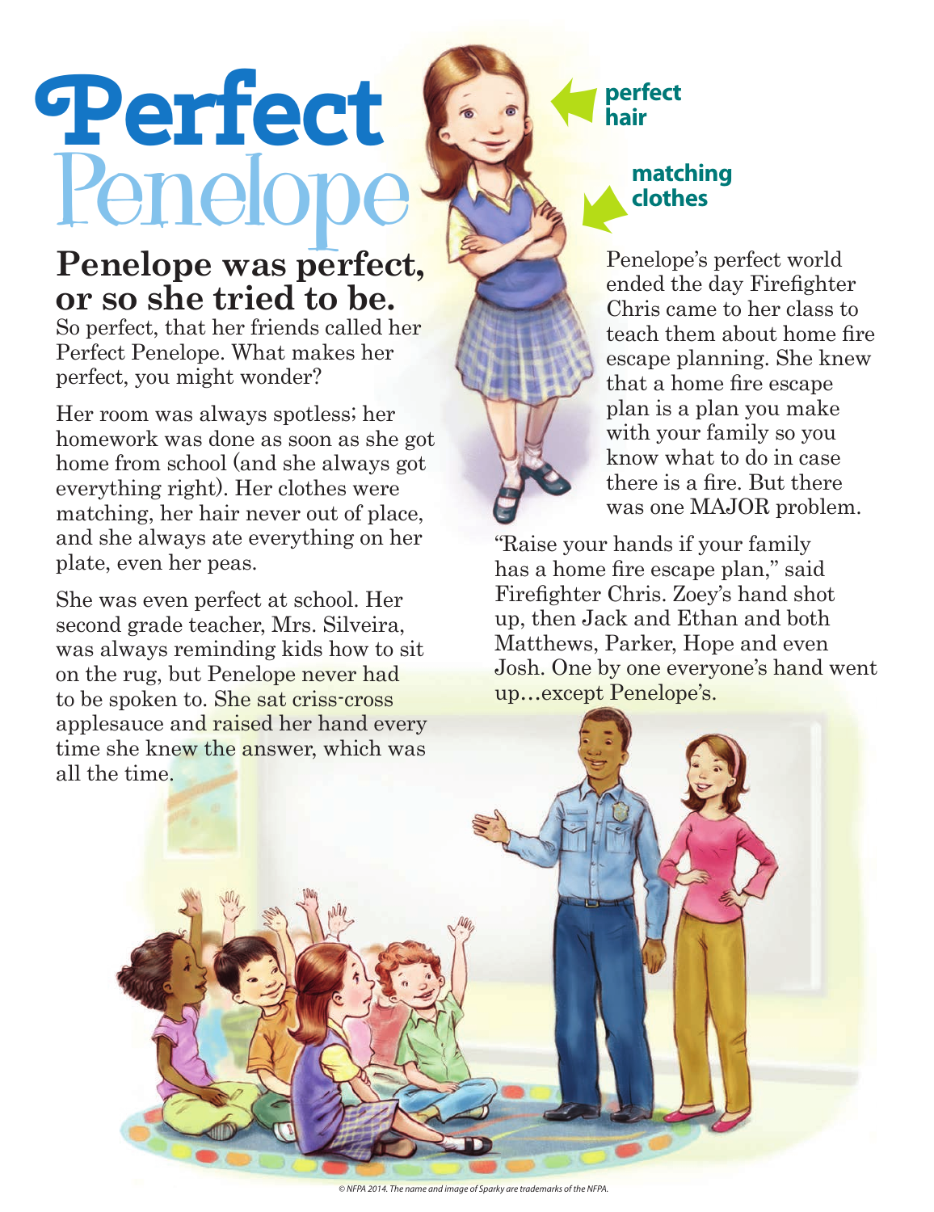# Perfect Penelope

perfect hair

matching clothes

## Penelope was perfect, or so she tried to be.

So perfect, that her friends called her Perfect Penelope. What makes her perfect, you might wonder?

Her room was always spotless; her homework was done as soon as she got home from school (and she always got everything right). Her clothes were matching, her hair never out of place, and she always ate everything on her plate, even her peas.

She was even perfect at school. Her second grade teacher, Mrs. Silveira, was always reminding kids how to sit on the rug, but Penelope never had to be spoken to. She sat criss-cross applesauce and raised her hand every time she knew the answer, which was all the time.

Penelope's perfect world ended the day Firefighter Chris came to her class to teach them about home fire escape planning. She knew that a home fire escape plan is a plan you make with your family so you know what to do in case there is a fire. But there was one MAJOR problem.

"Raise your hands if your family has a home fire escape plan," said Firefighter Chris. Zoey's hand shot up, then Jack and Ethan and both Matthews, Parker, Hope and even Josh. One by one everyone's hand went up…except Penelope's.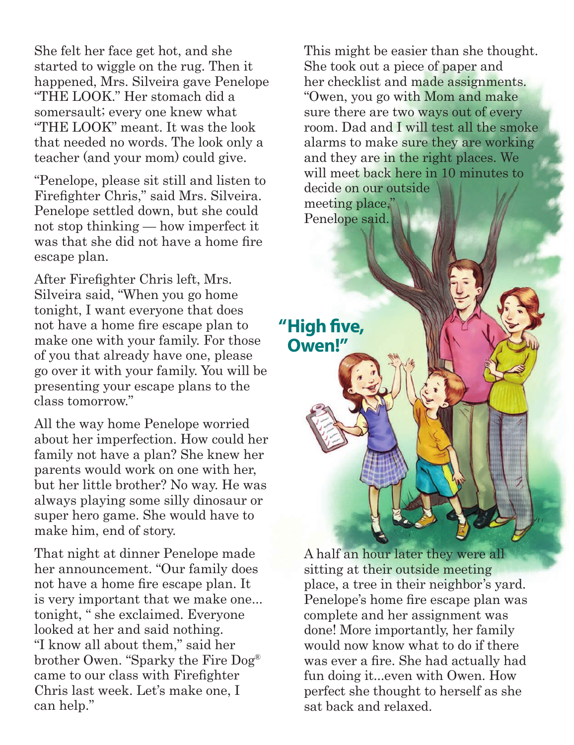She felt her face get hot, and she started to wiggle on the rug. Then it happened, Mrs. Silveira gave Penelope "THE LOOK." Her stomach did a somersault; every one knew what "THE LOOK" meant. It was the look that needed no words. The look only a teacher (and your mom) could give.

"Penelope, please sit still and listen to Firefighter Chris," said Mrs. Silveira. Penelope settled down, but she could not stop thinking — how imperfect it was that she did not have a home fire escape plan.

After Firefighter Chris left, Mrs. Silveira said, "When you go home tonight, I want everyone that does not have a home fire escape plan to make one with your family. For those of you that already have one, please go over it with your family. You will be presenting your escape plans to the class tomorrow."

All the way home Penelope worried about her imperfection. How could her family not have a plan? She knew her parents would work on one with her, but her little brother? No way. He was always playing some silly dinosaur or super hero game. She would have to make him, end of story.

That night at dinner Penelope made her announcement. "Our family does not have a home fire escape plan. It is very important that we make one... tonight, " she exclaimed. Everyone looked at her and said nothing. "I know all about them," said her brother Owen. "Sparky the Fire Dog® came to our class with Firefighter Chris last week. Let's make one, I can help."

This might be easier than she thought. She took out a piece of paper and her checklist and made assignments. "Owen, you go with Mom and make sure there are two ways out of every room. Dad and I will test all the smoke alarms to make sure they are working and they are in the right places. We will meet back here in 10 minutes to decide on our outside meeting place," Penelope said.

**"High five, Owen!"**

A half an hour later they were all sitting at their outside meeting place, a tree in their neighbor's yard. Penelope's home fire escape plan was complete and her assignment was done! More importantly, her family would now know what to do if there was ever a fire. She had actually had fun doing it...even with Owen. How perfect she thought to herself as she sat back and relaxed.